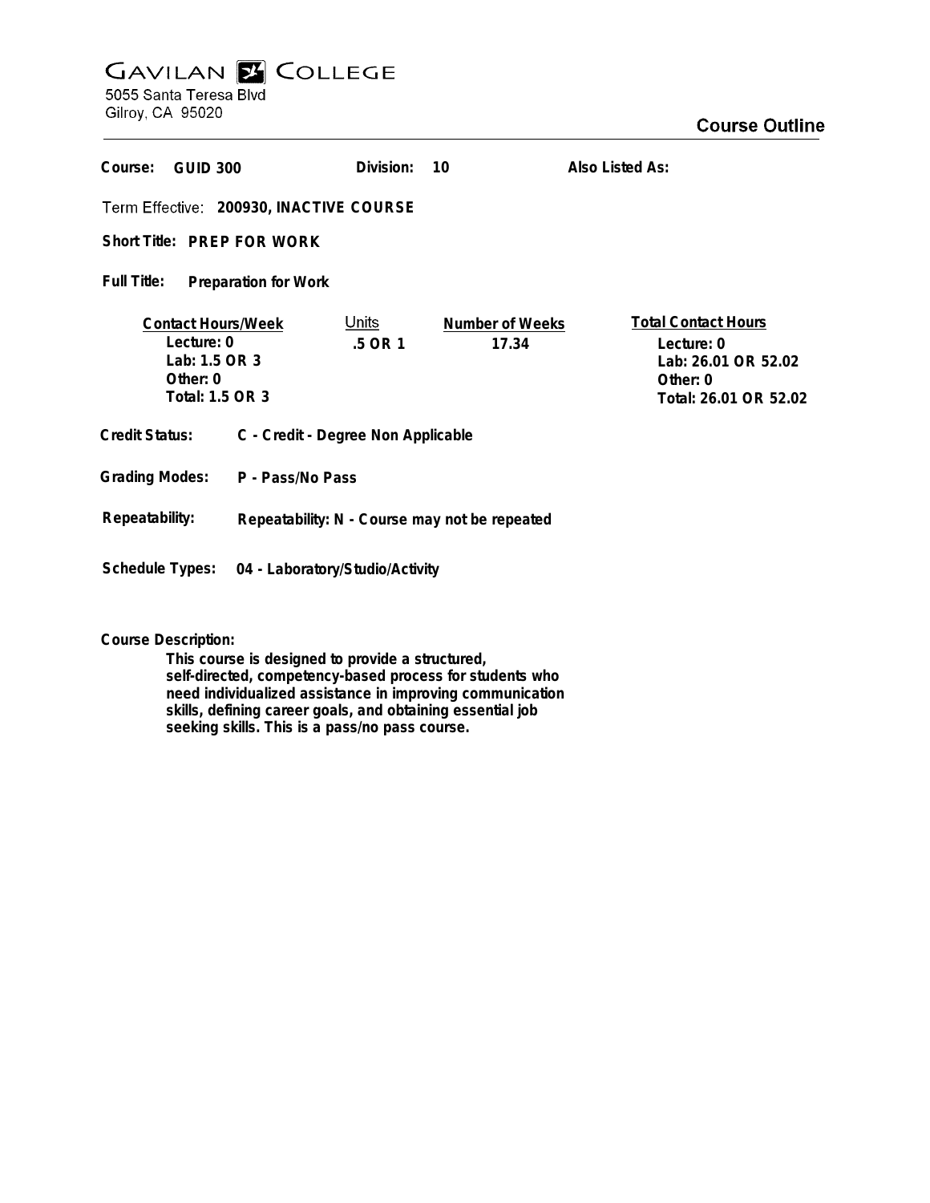# GAVILAN COLLEGE

5055 Santa Teresa Blvd
Gilroy, CA 95020

## Course Outline

**Course:** GUID 300 **Division:** 10 **Also Listed As:**

**Term Effective:** 200930, INACTIVE COURSE

**Short Title:** PREP FOR WORK

**Full Title:** Preparation for Work

| Contact Hours/Week | Units | Number of Weeks | Total Contact Hours |
|---|---|---|---|
| Lecture: 0 | .5 OR 1 | 17.34 | Lecture: 0 |
| Lab: 1.5 OR 3 | | | Lab: 26.01 OR 52.02 |
| Other: 0 | | | Other: 0 |
| Total: 1.5 OR 3 | | | Total: 26.01 OR 52.02 |

**Credit Status:** C - Credit - Degree Non Applicable

**Grading Modes:** P - Pass/No Pass

**Repeatability:** Repeatability: N - Course may not be repeated

**Schedule Types:** 04 - Laboratory/Studio/Activity

**Course Description:**

This course is designed to provide a structured, self-directed, competency-based process for students who need individualized assistance in improving communication skills, defining career goals, and obtaining essential job seeking skills. This is a pass/no pass course.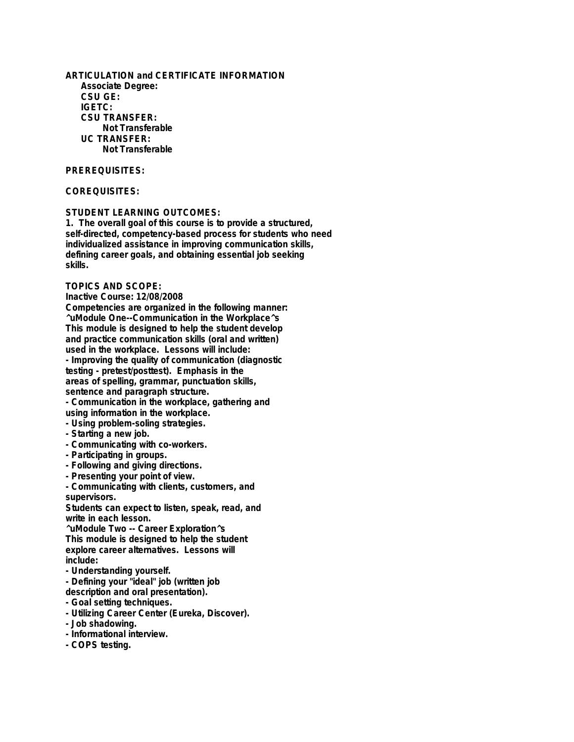**ARTICULATION and CERTIFICATE INFORMATION**

**Associate Degree:**

**CSU GE:**

**IGETC:**

**CSU TRANSFER:**

Not Transferable

**UC TRANSFER:**

Not Transferable

**PREREQUISITES:**

**COREQUISITES:**

**STUDENT LEARNING OUTCOMES:**

1. The overall goal of this course is to provide a structured, self-directed, competency-based process for students who need individualized assistance in improving communication skills, defining career goals, and obtaining essential job seeking skills.

**TOPICS AND SCOPE:**

Inactive Course: 12/08/2008

Competencies are organized in the following manner:

^uModule One--Communication in the Workplace^s

This module is designed to help the student develop and practice communication skills (oral and written) used in the workplace. Lessons will include:

- Improving the quality of communication (diagnostic testing - pretest/posttest). Emphasis in the areas of spelling, grammar, punctuation skills, sentence and paragraph structure.
- Communication in the workplace, gathering and using information in the workplace.
- Using problem-soling strategies.
- Starting a new job.
- Communicating with co-workers.
- Participating in groups.
- Following and giving directions.
- Presenting your point of view.
- Communicating with clients, customers, and supervisors.

Students can expect to listen, speak, read, and write in each lesson.

^uModule Two -- Career Exploration^s

This module is designed to help the student explore career alternatives. Lessons will include:

- Understanding yourself.
- Defining your "ideal" job (written job description and oral presentation).
- Goal setting techniques.
- Utilizing Career Center (Eureka, Discover).
- Job shadowing.
- Informational interview.
- COPS testing.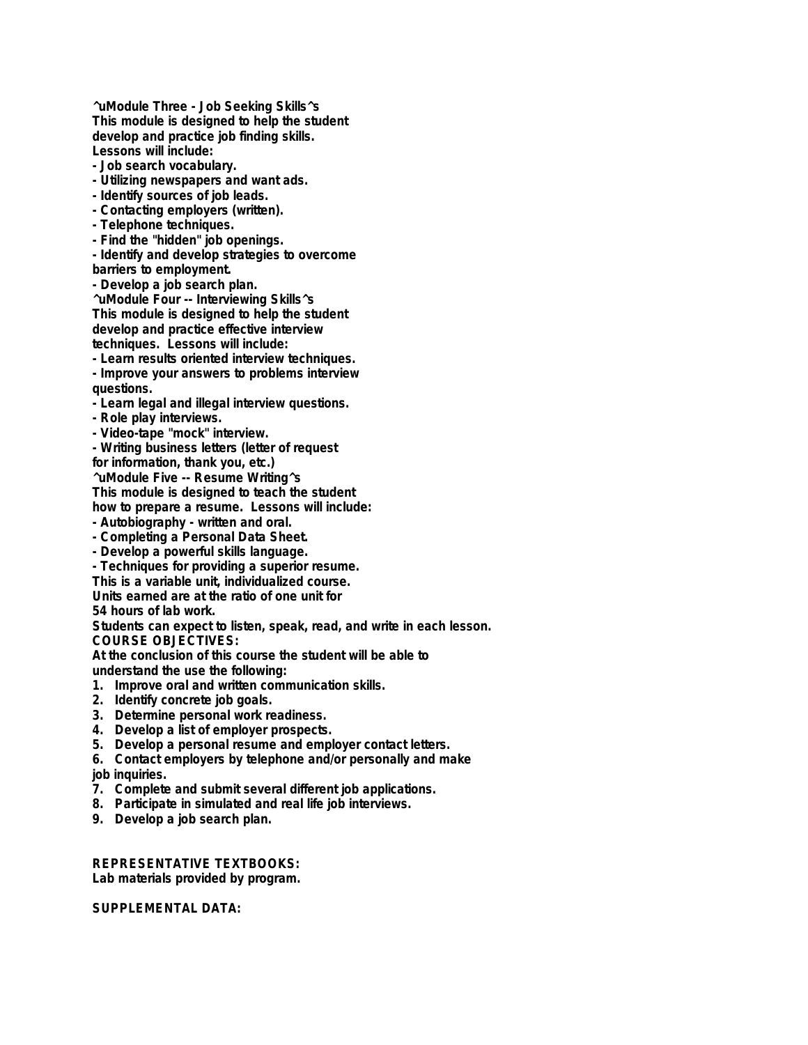^uModule Three - Job Seeking Skills^s
This module is designed to help the student develop and practice job finding skills.
Lessons will include:

- Job search vocabulary.
- Utilizing newspapers and want ads.
- Identify sources of job leads.
- Contacting employers (written).
- Telephone techniques.
- Find the "hidden" job openings.
- Identify and develop strategies to overcome barriers to employment.
- Develop a job search plan.

^uModule Four -- Interviewing Skills^s
This module is designed to help the student develop and practice effective interview techniques. Lessons will include:

- Learn results oriented interview techniques.
- Improve your answers to problems interview questions.
- Learn legal and illegal interview questions.
- Role play interviews.
- Video-tape "mock" interview.
- Writing business letters (letter of request for information, thank you, etc.)

^uModule Five -- Resume Writing^s
This module is designed to teach the student how to prepare a resume. Lessons will include:

- Autobiography - written and oral.
- Completing a Personal Data Sheet.
- Develop a powerful skills language.
- Techniques for providing a superior resume.

This is a variable unit, individualized course.
Units earned are at the ratio of one unit for 54 hours of lab work.
Students can expect to listen, speak, read, and write in each lesson.

## COURSE OBJECTIVES:

At the conclusion of this course the student will be able to understand the use the following:

1. Improve oral and written communication skills.
2. Identify concrete job goals.
3. Determine personal work readiness.
4. Develop a list of employer prospects.
5. Develop a personal resume and employer contact letters.
6. Contact employers by telephone and/or personally and make job inquiries.
7. Complete and submit several different job applications.
8. Participate in simulated and real life job interviews.
9. Develop a job search plan.

## REPRESENTATIVE TEXTBOOKS:

Lab materials provided by program.

## SUPPLEMENTAL DATA: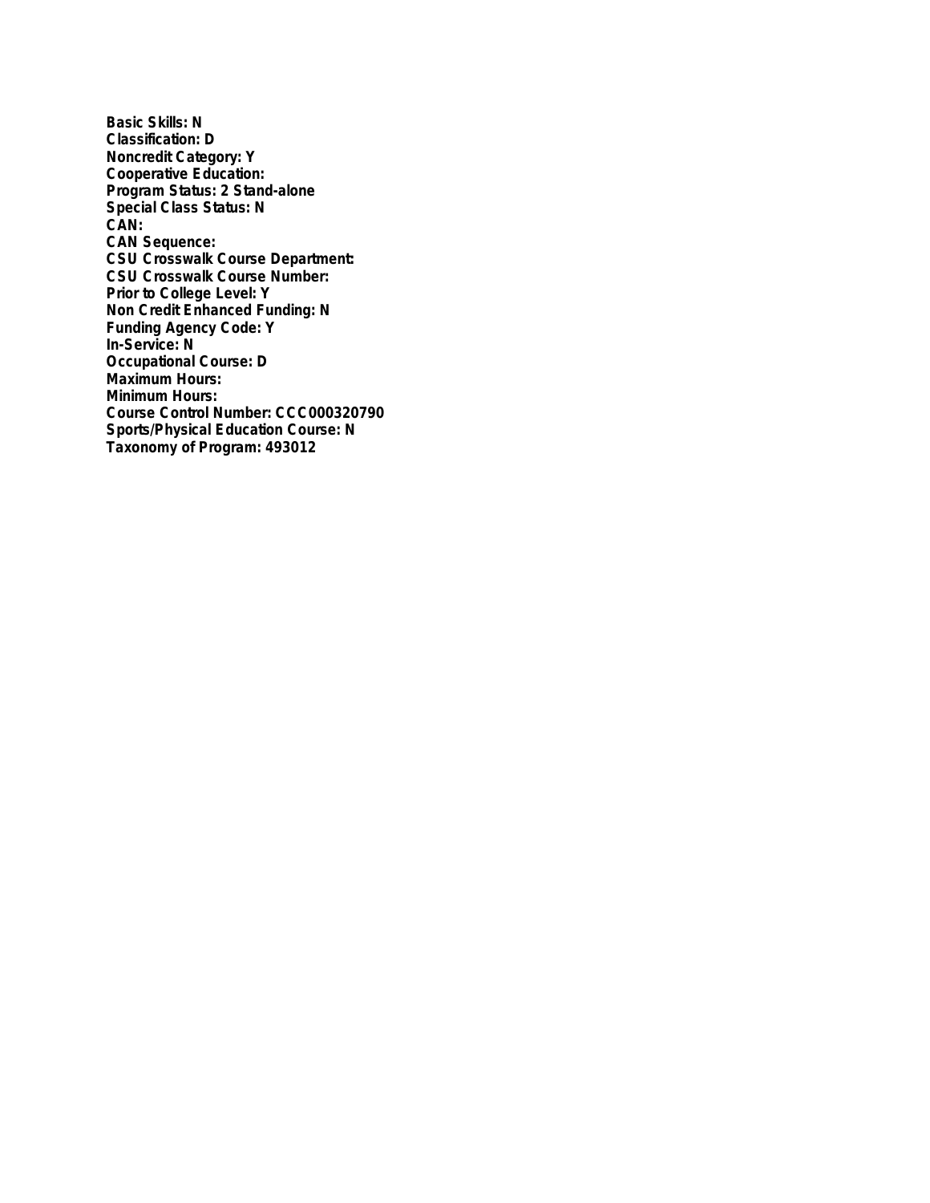**Basic Skills: N**
**Classification: D**
**Noncredit Category: Y**
**Cooperative Education:**
**Program Status: 2 Stand-alone**
**Special Class Status: N**
**CAN:**
**CAN Sequence:**
**CSU Crosswalk Course Department:**
**CSU Crosswalk Course Number:**
**Prior to College Level: Y**
**Non Credit Enhanced Funding: N**
**Funding Agency Code: Y**
**In-Service: N**
**Occupational Course: D**
**Maximum Hours:**
**Minimum Hours:**
**Course Control Number: CCC000320790**
**Sports/Physical Education Course: N**
**Taxonomy of Program: 493012**